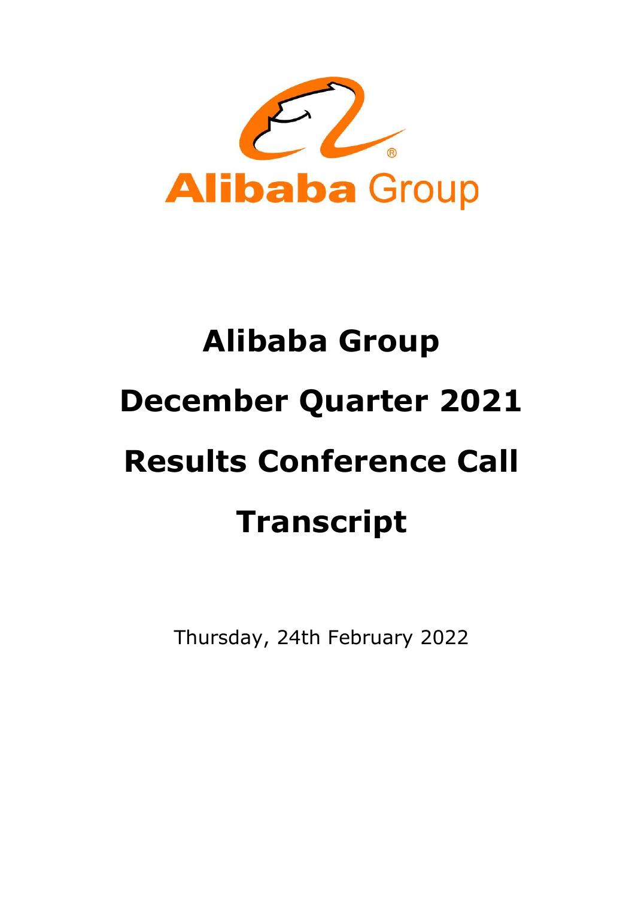# Alibaba Group

# December Quarter 2021

# Results Conference Call

# Transcript

Thursday, 24th February 2022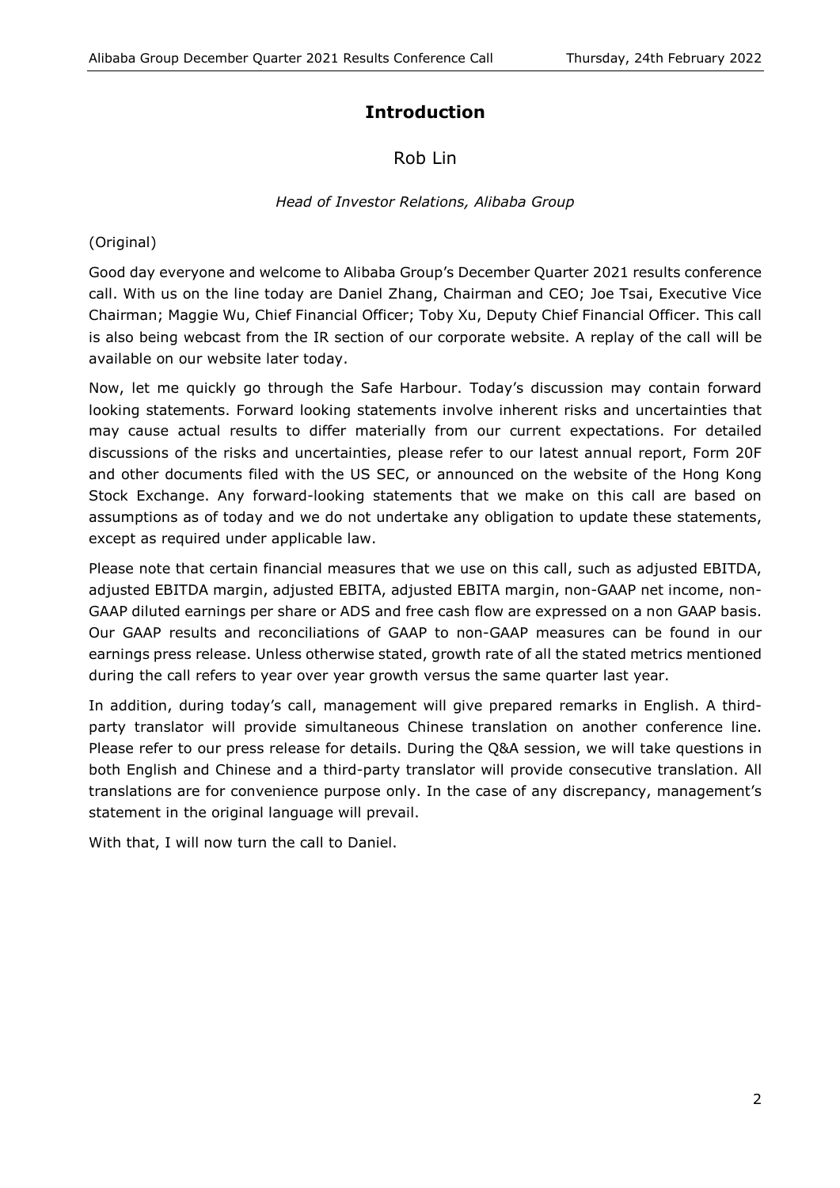# Introduction

## Rob Lin

*Head of Investor Relations, Alibaba Group*

(Original)

Good day everyone and welcome to Alibaba Group's December Quarter 2021 results conference call. With us on the line today are Daniel Zhang, Chairman and CEO; Joe Tsai, Executive Vice Chairman; Maggie Wu, Chief Financial Officer; Toby Xu, Deputy Chief Financial Officer. This call is also being webcast from the IR section of our corporate website. A replay of the call will be available on our website later today.

Now, let me quickly go through the Safe Harbour. Today's discussion may contain forward looking statements. Forward looking statements involve inherent risks and uncertainties that may cause actual results to differ materially from our current expectations. For detailed discussions of the risks and uncertainties, please refer to our latest annual report, Form 20F and other documents filed with the US SEC, or announced on the website of the Hong Kong Stock Exchange. Any forward-looking statements that we make on this call are based on assumptions as of today and we do not undertake any obligation to update these statements, except as required under applicable law.

Please note that certain financial measures that we use on this call, such as adjusted EBITDA, adjusted EBITDA margin, adjusted EBITA, adjusted EBITA margin, non-GAAP net income, non-GAAP diluted earnings per share or ADS and free cash flow are expressed on a non GAAP basis. Our GAAP results and reconciliations of GAAP to non-GAAP measures can be found in our earnings press release. Unless otherwise stated, growth rate of all the stated metrics mentioned during the call refers to year over year growth versus the same quarter last year.

In addition, during today's call, management will give prepared remarks in English. A third-party translator will provide simultaneous Chinese translation on another conference line. Please refer to our press release for details. During the Q&A session, we will take questions in both English and Chinese and a third-party translator will provide consecutive translation. All translations are for convenience purpose only. In the case of any discrepancy, management's statement in the original language will prevail.

With that, I will now turn the call to Daniel.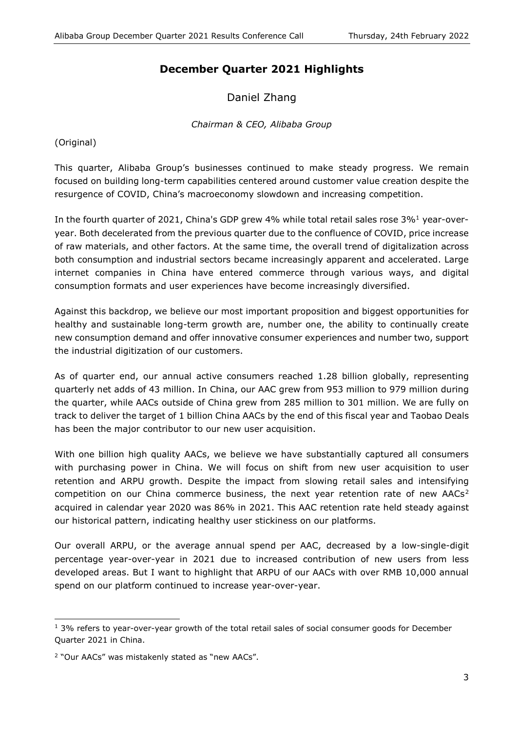## December Quarter 2021 Highlights

Daniel Zhang

*Chairman & CEO, Alibaba Group*

(Original)

This quarter, Alibaba Group's businesses continued to make steady progress. We remain focused on building long-term capabilities centered around customer value creation despite the resurgence of COVID, China's macroeconomy slowdown and increasing competition.

In the fourth quarter of 2021, China's GDP grew 4% while total retail sales rose 3%[1] year-over-year. Both decelerated from the previous quarter due to the confluence of COVID, price increase of raw materials, and other factors. At the same time, the overall trend of digitalization across both consumption and industrial sectors became increasingly apparent and accelerated. Large internet companies in China have entered commerce through various ways, and digital consumption formats and user experiences have become increasingly diversified.

Against this backdrop, we believe our most important proposition and biggest opportunities for healthy and sustainable long-term growth are, number one, the ability to continually create new consumption demand and offer innovative consumer experiences and number two, support the industrial digitization of our customers.

As of quarter end, our annual active consumers reached 1.28 billion globally, representing quarterly net adds of 43 million. In China, our AAC grew from 953 million to 979 million during the quarter, while AACs outside of China grew from 285 million to 301 million. We are fully on track to deliver the target of 1 billion China AACs by the end of this fiscal year and Taobao Deals has been the major contributor to our new user acquisition.

With one billion high quality AACs, we believe we have substantially captured all consumers with purchasing power in China. We will focus on shift from new user acquisition to user retention and ARPU growth. Despite the impact from slowing retail sales and intensifying competition on our China commerce business, the next year retention rate of new AACs[2] acquired in calendar year 2020 was 86% in 2021. This AAC retention rate held steady against our historical pattern, indicating healthy user stickiness on our platforms.

Our overall ARPU, or the average annual spend per AAC, decreased by a low-single-digit percentage year-over-year in 2021 due to increased contribution of new users from less developed areas. But I want to highlight that ARPU of our AACs with over RMB 10,000 annual spend on our platform continued to increase year-over-year.

---

[1] 3% refers to year-over-year growth of the total retail sales of social consumer goods for December Quarter 2021 in China.

[2] "Our AACs" was mistakenly stated as "new AACs".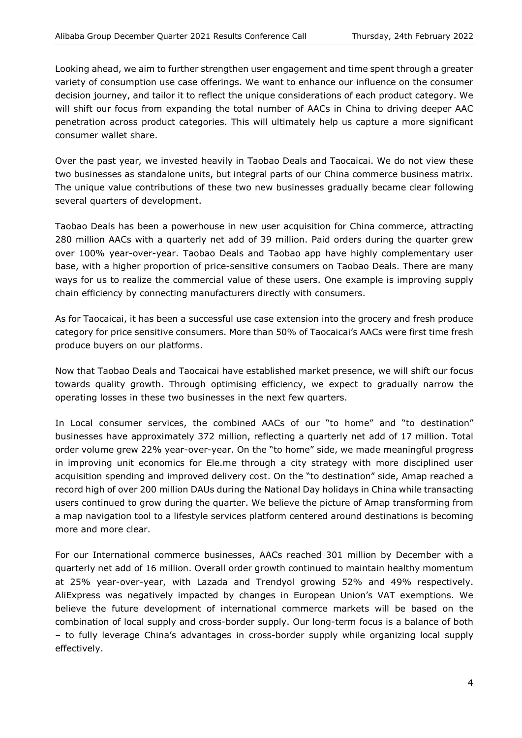Looking ahead, we aim to further strengthen user engagement and time spent through a greater variety of consumption use case offerings. We want to enhance our influence on the consumer decision journey, and tailor it to reflect the unique considerations of each product category. We will shift our focus from expanding the total number of AACs in China to driving deeper AAC penetration across product categories. This will ultimately help us capture a more significant consumer wallet share.

Over the past year, we invested heavily in Taobao Deals and Taocaicai. We do not view these two businesses as standalone units, but integral parts of our China commerce business matrix. The unique value contributions of these two new businesses gradually became clear following several quarters of development.

Taobao Deals has been a powerhouse in new user acquisition for China commerce, attracting 280 million AACs with a quarterly net add of 39 million. Paid orders during the quarter grew over 100% year-over-year. Taobao Deals and Taobao app have highly complementary user base, with a higher proportion of price-sensitive consumers on Taobao Deals. There are many ways for us to realize the commercial value of these users. One example is improving supply chain efficiency by connecting manufacturers directly with consumers.

As for Taocaicai, it has been a successful use case extension into the grocery and fresh produce category for price sensitive consumers. More than 50% of Taocaicai's AACs were first time fresh produce buyers on our platforms.

Now that Taobao Deals and Taocaicai have established market presence, we will shift our focus towards quality growth. Through optimising efficiency, we expect to gradually narrow the operating losses in these two businesses in the next few quarters.

In Local consumer services, the combined AACs of our "to home" and "to destination" businesses have approximately 372 million, reflecting a quarterly net add of 17 million. Total order volume grew 22% year-over-year. On the "to home" side, we made meaningful progress in improving unit economics for Ele.me through a city strategy with more disciplined user acquisition spending and improved delivery cost. On the "to destination" side, Amap reached a record high of over 200 million DAUs during the National Day holidays in China while transacting users continued to grow during the quarter. We believe the picture of Amap transforming from a map navigation tool to a lifestyle services platform centered around destinations is becoming more and more clear.

For our International commerce businesses, AACs reached 301 million by December with a quarterly net add of 16 million. Overall order growth continued to maintain healthy momentum at 25% year-over-year, with Lazada and Trendyol growing 52% and 49% respectively. AliExpress was negatively impacted by changes in European Union's VAT exemptions. We believe the future development of international commerce markets will be based on the combination of local supply and cross-border supply. Our long-term focus is a balance of both – to fully leverage China's advantages in cross-border supply while organizing local supply effectively.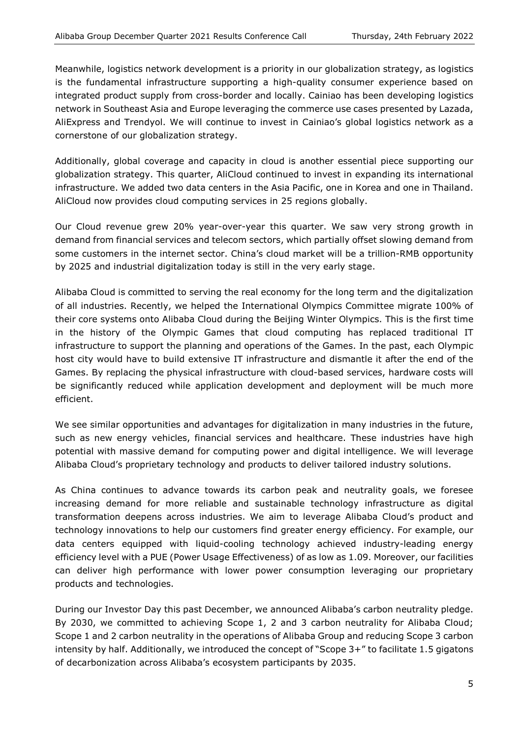Meanwhile, logistics network development is a priority in our globalization strategy, as logistics is the fundamental infrastructure supporting a high-quality consumer experience based on integrated product supply from cross-border and locally. Cainiao has been developing logistics network in Southeast Asia and Europe leveraging the commerce use cases presented by Lazada, AliExpress and Trendyol. We will continue to invest in Cainiao's global logistics network as a cornerstone of our globalization strategy.

Additionally, global coverage and capacity in cloud is another essential piece supporting our globalization strategy. This quarter, AliCloud continued to invest in expanding its international infrastructure. We added two data centers in the Asia Pacific, one in Korea and one in Thailand. AliCloud now provides cloud computing services in 25 regions globally.

Our Cloud revenue grew 20% year-over-year this quarter. We saw very strong growth in demand from financial services and telecom sectors, which partially offset slowing demand from some customers in the internet sector. China's cloud market will be a trillion-RMB opportunity by 2025 and industrial digitalization today is still in the very early stage.

Alibaba Cloud is committed to serving the real economy for the long term and the digitalization of all industries. Recently, we helped the International Olympics Committee migrate 100% of their core systems onto Alibaba Cloud during the Beijing Winter Olympics. This is the first time in the history of the Olympic Games that cloud computing has replaced traditional IT infrastructure to support the planning and operations of the Games. In the past, each Olympic host city would have to build extensive IT infrastructure and dismantle it after the end of the Games. By replacing the physical infrastructure with cloud-based services, hardware costs will be significantly reduced while application development and deployment will be much more efficient.

We see similar opportunities and advantages for digitalization in many industries in the future, such as new energy vehicles, financial services and healthcare. These industries have high potential with massive demand for computing power and digital intelligence. We will leverage Alibaba Cloud's proprietary technology and products to deliver tailored industry solutions.

As China continues to advance towards its carbon peak and neutrality goals, we foresee increasing demand for more reliable and sustainable technology infrastructure as digital transformation deepens across industries. We aim to leverage Alibaba Cloud's product and technology innovations to help our customers find greater energy efficiency. For example, our data centers equipped with liquid-cooling technology achieved industry-leading energy efficiency level with a PUE (Power Usage Effectiveness) of as low as 1.09. Moreover, our facilities can deliver high performance with lower power consumption leveraging our proprietary products and technologies.

During our Investor Day this past December, we announced Alibaba's carbon neutrality pledge. By 2030, we committed to achieving Scope 1, 2 and 3 carbon neutrality for Alibaba Cloud; Scope 1 and 2 carbon neutrality in the operations of Alibaba Group and reducing Scope 3 carbon intensity by half. Additionally, we introduced the concept of "Scope 3+" to facilitate 1.5 gigatons of decarbonization across Alibaba's ecosystem participants by 2035.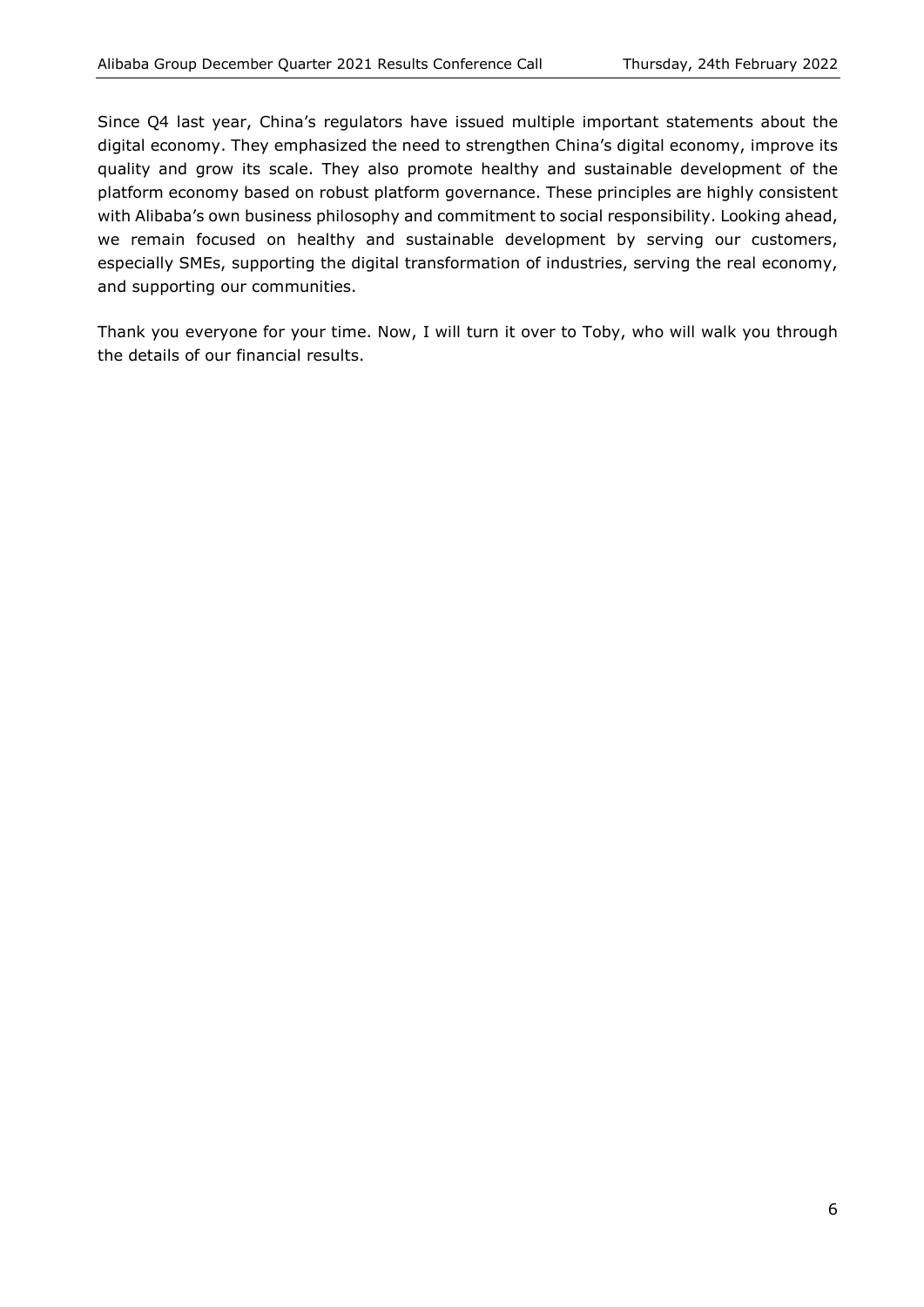Since Q4 last year, China's regulators have issued multiple important statements about the digital economy. They emphasized the need to strengthen China's digital economy, improve its quality and grow its scale. They also promote healthy and sustainable development of the platform economy based on robust platform governance. These principles are highly consistent with Alibaba's own business philosophy and commitment to social responsibility. Looking ahead, we remain focused on healthy and sustainable development by serving our customers, especially SMEs, supporting the digital transformation of industries, serving the real economy, and supporting our communities.

Thank you everyone for your time. Now, I will turn it over to Toby, who will walk you through the details of our financial results.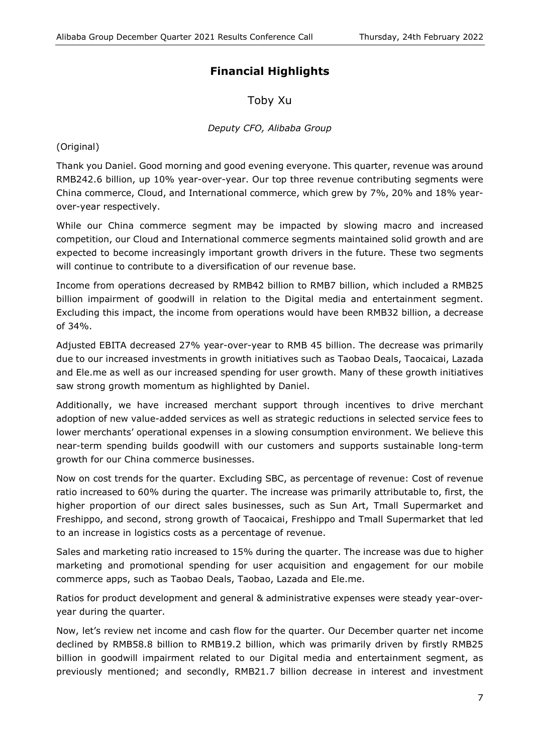## Financial Highlights

Toby Xu

*Deputy CFO, Alibaba Group*

(Original)

Thank you Daniel. Good morning and good evening everyone. This quarter, revenue was around RMB242.6 billion, up 10% year-over-year. Our top three revenue contributing segments were China commerce, Cloud, and International commerce, which grew by 7%, 20% and 18% year-over-year respectively.

While our China commerce segment may be impacted by slowing macro and increased competition, our Cloud and International commerce segments maintained solid growth and are expected to become increasingly important growth drivers in the future. These two segments will continue to contribute to a diversification of our revenue base.

Income from operations decreased by RMB42 billion to RMB7 billion, which included a RMB25 billion impairment of goodwill in relation to the Digital media and entertainment segment. Excluding this impact, the income from operations would have been RMB32 billion, a decrease of 34%.

Adjusted EBITA decreased 27% year-over-year to RMB 45 billion. The decrease was primarily due to our increased investments in growth initiatives such as Taobao Deals, Taocaicai, Lazada and Ele.me as well as our increased spending for user growth. Many of these growth initiatives saw strong growth momentum as highlighted by Daniel.

Additionally, we have increased merchant support through incentives to drive merchant adoption of new value-added services as well as strategic reductions in selected service fees to lower merchants' operational expenses in a slowing consumption environment. We believe this near-term spending builds goodwill with our customers and supports sustainable long-term growth for our China commerce businesses.

Now on cost trends for the quarter. Excluding SBC, as percentage of revenue: Cost of revenue ratio increased to 60% during the quarter. The increase was primarily attributable to, first, the higher proportion of our direct sales businesses, such as Sun Art, Tmall Supermarket and Freshippo, and second, strong growth of Taocaicai, Freshippo and Tmall Supermarket that led to an increase in logistics costs as a percentage of revenue.

Sales and marketing ratio increased to 15% during the quarter. The increase was due to higher marketing and promotional spending for user acquisition and engagement for our mobile commerce apps, such as Taobao Deals, Taobao, Lazada and Ele.me.

Ratios for product development and general & administrative expenses were steady year-over-year during the quarter.

Now, let's review net income and cash flow for the quarter. Our December quarter net income declined by RMB58.8 billion to RMB19.2 billion, which was primarily driven by firstly RMB25 billion in goodwill impairment related to our Digital media and entertainment segment, as previously mentioned; and secondly, RMB21.7 billion decrease in interest and investment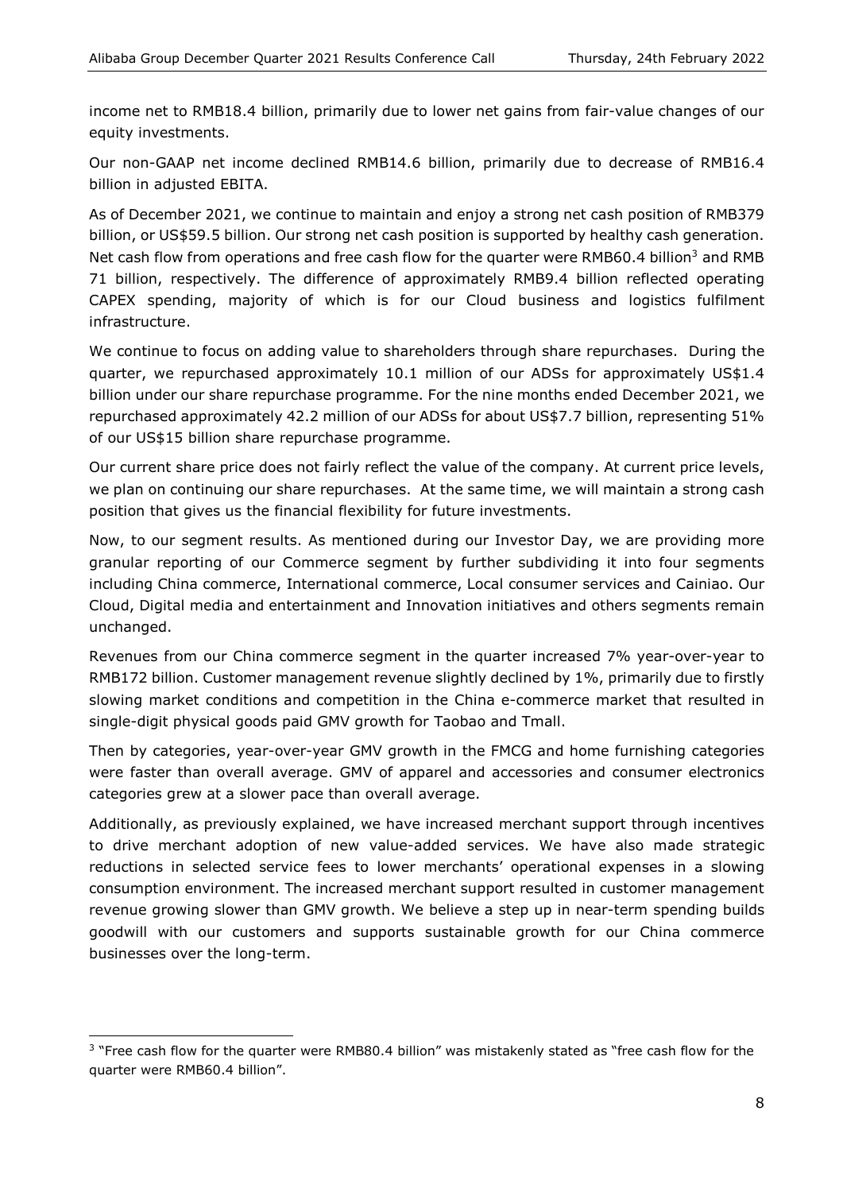income net to RMB18.4 billion, primarily due to lower net gains from fair-value changes of our equity investments.

Our non-GAAP net income declined RMB14.6 billion, primarily due to decrease of RMB16.4 billion in adjusted EBITA.

As of December 2021, we continue to maintain and enjoy a strong net cash position of RMB379 billion, or US$59.5 billion. Our strong net cash position is supported by healthy cash generation. Net cash flow from operations and free cash flow for the quarter were RMB60.4 billion[3] and RMB 71 billion, respectively. The difference of approximately RMB9.4 billion reflected operating CAPEX spending, majority of which is for our Cloud business and logistics fulfilment infrastructure.

We continue to focus on adding value to shareholders through share repurchases. During the quarter, we repurchased approximately 10.1 million of our ADSs for approximately US$1.4 billion under our share repurchase programme. For the nine months ended December 2021, we repurchased approximately 42.2 million of our ADSs for about US$7.7 billion, representing 51% of our US$15 billion share repurchase programme.

Our current share price does not fairly reflect the value of the company. At current price levels, we plan on continuing our share repurchases. At the same time, we will maintain a strong cash position that gives us the financial flexibility for future investments.

Now, to our segment results. As mentioned during our Investor Day, we are providing more granular reporting of our Commerce segment by further subdividing it into four segments including China commerce, International commerce, Local consumer services and Cainiao. Our Cloud, Digital media and entertainment and Innovation initiatives and others segments remain unchanged.

Revenues from our China commerce segment in the quarter increased 7% year-over-year to RMB172 billion. Customer management revenue slightly declined by 1%, primarily due to firstly slowing market conditions and competition in the China e-commerce market that resulted in single-digit physical goods paid GMV growth for Taobao and Tmall.

Then by categories, year-over-year GMV growth in the FMCG and home furnishing categories were faster than overall average. GMV of apparel and accessories and consumer electronics categories grew at a slower pace than overall average.

Additionally, as previously explained, we have increased merchant support through incentives to drive merchant adoption of new value-added services. We have also made strategic reductions in selected service fees to lower merchants' operational expenses in a slowing consumption environment. The increased merchant support resulted in customer management revenue growing slower than GMV growth. We believe a step up in near-term spending builds goodwill with our customers and supports sustainable growth for our China commerce businesses over the long-term.

---

[3] "Free cash flow for the quarter were RMB80.4 billion" was mistakenly stated as "free cash flow for the quarter were RMB60.4 billion".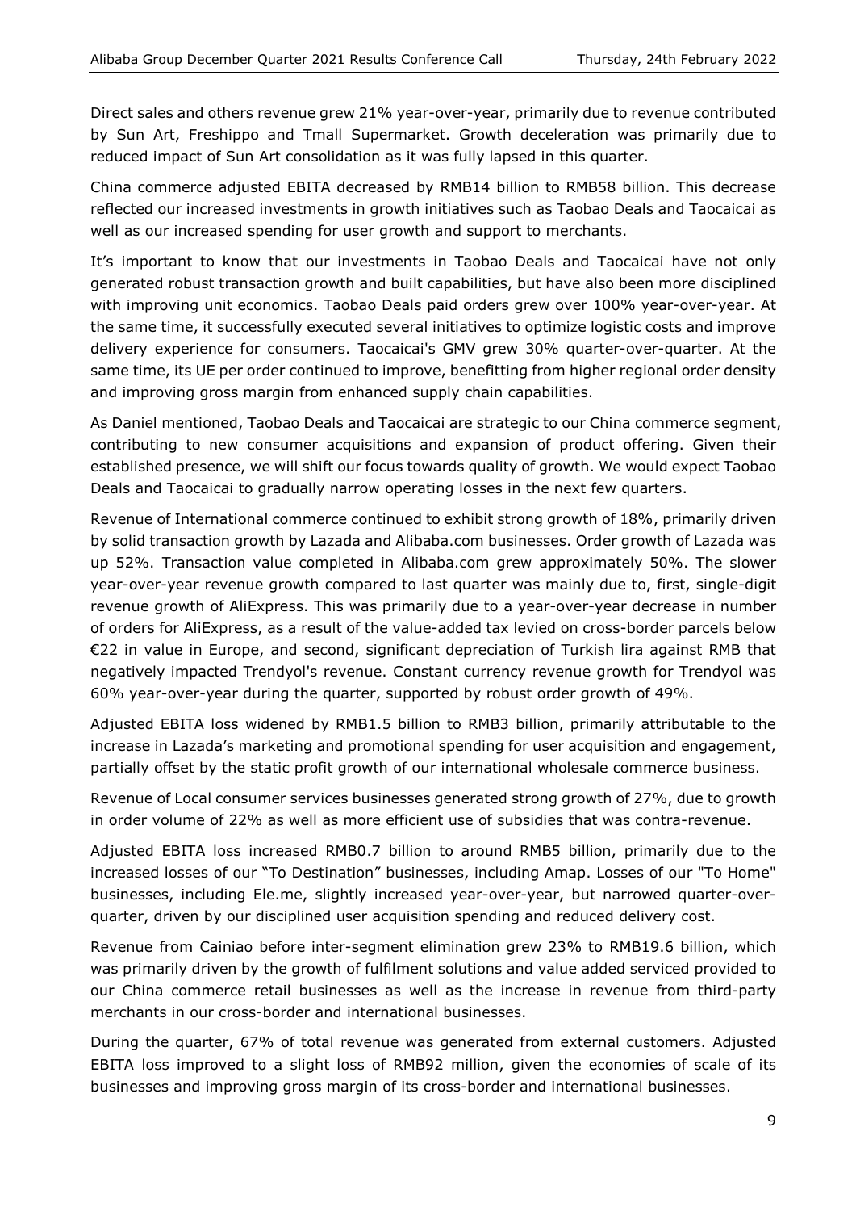Direct sales and others revenue grew 21% year-over-year, primarily due to revenue contributed by Sun Art, Freshippo and Tmall Supermarket. Growth deceleration was primarily due to reduced impact of Sun Art consolidation as it was fully lapsed in this quarter.

China commerce adjusted EBITA decreased by RMB14 billion to RMB58 billion. This decrease reflected our increased investments in growth initiatives such as Taobao Deals and Taocaicai as well as our increased spending for user growth and support to merchants.

It's important to know that our investments in Taobao Deals and Taocaicai have not only generated robust transaction growth and built capabilities, but have also been more disciplined with improving unit economics. Taobao Deals paid orders grew over 100% year-over-year. At the same time, it successfully executed several initiatives to optimize logistic costs and improve delivery experience for consumers. Taocaicai's GMV grew 30% quarter-over-quarter. At the same time, its UE per order continued to improve, benefitting from higher regional order density and improving gross margin from enhanced supply chain capabilities.

As Daniel mentioned, Taobao Deals and Taocaicai are strategic to our China commerce segment, contributing to new consumer acquisitions and expansion of product offering. Given their established presence, we will shift our focus towards quality of growth. We would expect Taobao Deals and Taocaicai to gradually narrow operating losses in the next few quarters.

Revenue of International commerce continued to exhibit strong growth of 18%, primarily driven by solid transaction growth by Lazada and Alibaba.com businesses. Order growth of Lazada was up 52%. Transaction value completed in Alibaba.com grew approximately 50%. The slower year-over-year revenue growth compared to last quarter was mainly due to, first, single-digit revenue growth of AliExpress. This was primarily due to a year-over-year decrease in number of orders for AliExpress, as a result of the value-added tax levied on cross-border parcels below €22 in value in Europe, and second, significant depreciation of Turkish lira against RMB that negatively impacted Trendyol's revenue. Constant currency revenue growth for Trendyol was 60% year-over-year during the quarter, supported by robust order growth of 49%.

Adjusted EBITA loss widened by RMB1.5 billion to RMB3 billion, primarily attributable to the increase in Lazada's marketing and promotional spending for user acquisition and engagement, partially offset by the static profit growth of our international wholesale commerce business.

Revenue of Local consumer services businesses generated strong growth of 27%, due to growth in order volume of 22% as well as more efficient use of subsidies that was contra-revenue.

Adjusted EBITA loss increased RMB0.7 billion to around RMB5 billion, primarily due to the increased losses of our "To Destination" businesses, including Amap. Losses of our "To Home" businesses, including Ele.me, slightly increased year-over-year, but narrowed quarter-over-quarter, driven by our disciplined user acquisition spending and reduced delivery cost.

Revenue from Cainiao before inter-segment elimination grew 23% to RMB19.6 billion, which was primarily driven by the growth of fulfilment solutions and value added serviced provided to our China commerce retail businesses as well as the increase in revenue from third-party merchants in our cross-border and international businesses.

During the quarter, 67% of total revenue was generated from external customers. Adjusted EBITA loss improved to a slight loss of RMB92 million, given the economies of scale of its businesses and improving gross margin of its cross-border and international businesses.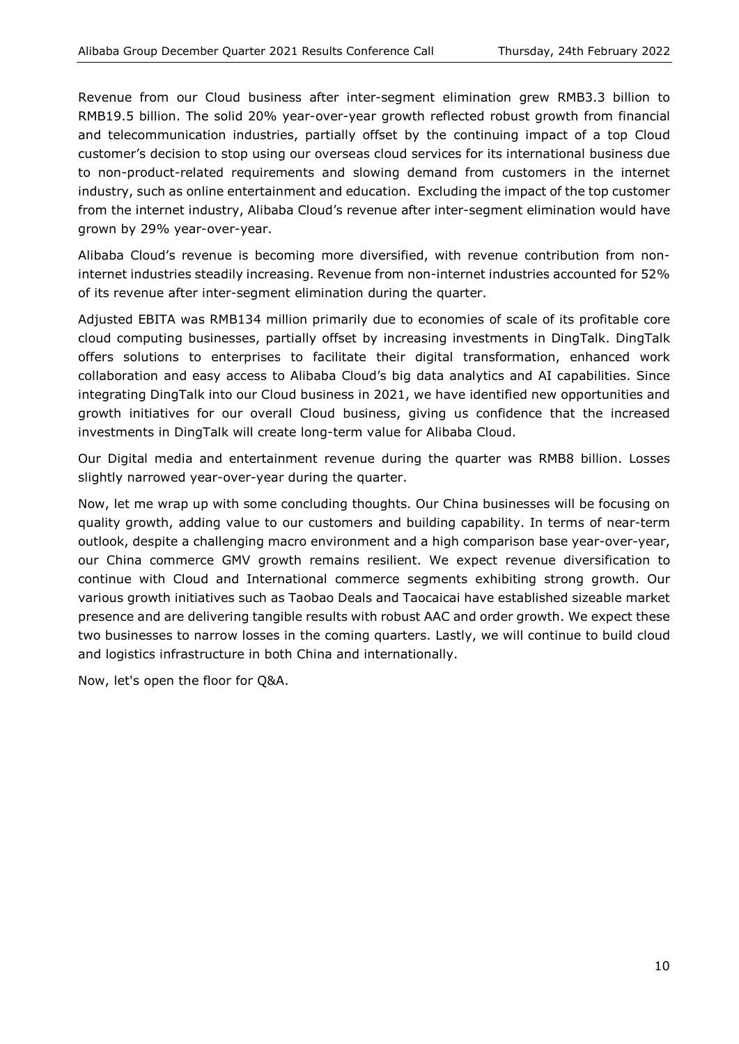Revenue from our Cloud business after inter-segment elimination grew RMB3.3 billion to RMB19.5 billion. The solid 20% year-over-year growth reflected robust growth from financial and telecommunication industries, partially offset by the continuing impact of a top Cloud customer's decision to stop using our overseas cloud services for its international business due to non-product-related requirements and slowing demand from customers in the internet industry, such as online entertainment and education. Excluding the impact of the top customer from the internet industry, Alibaba Cloud's revenue after inter-segment elimination would have grown by 29% year-over-year.

Alibaba Cloud's revenue is becoming more diversified, with revenue contribution from non-internet industries steadily increasing. Revenue from non-internet industries accounted for 52% of its revenue after inter-segment elimination during the quarter.

Adjusted EBITA was RMB134 million primarily due to economies of scale of its profitable core cloud computing businesses, partially offset by increasing investments in DingTalk. DingTalk offers solutions to enterprises to facilitate their digital transformation, enhanced work collaboration and easy access to Alibaba Cloud's big data analytics and AI capabilities. Since integrating DingTalk into our Cloud business in 2021, we have identified new opportunities and growth initiatives for our overall Cloud business, giving us confidence that the increased investments in DingTalk will create long-term value for Alibaba Cloud.

Our Digital media and entertainment revenue during the quarter was RMB8 billion. Losses slightly narrowed year-over-year during the quarter.

Now, let me wrap up with some concluding thoughts. Our China businesses will be focusing on quality growth, adding value to our customers and building capability. In terms of near-term outlook, despite a challenging macro environment and a high comparison base year-over-year, our China commerce GMV growth remains resilient. We expect revenue diversification to continue with Cloud and International commerce segments exhibiting strong growth. Our various growth initiatives such as Taobao Deals and Taocaicai have established sizeable market presence and are delivering tangible results with robust AAC and order growth. We expect these two businesses to narrow losses in the coming quarters. Lastly, we will continue to build cloud and logistics infrastructure in both China and internationally.

Now, let's open the floor for Q&A.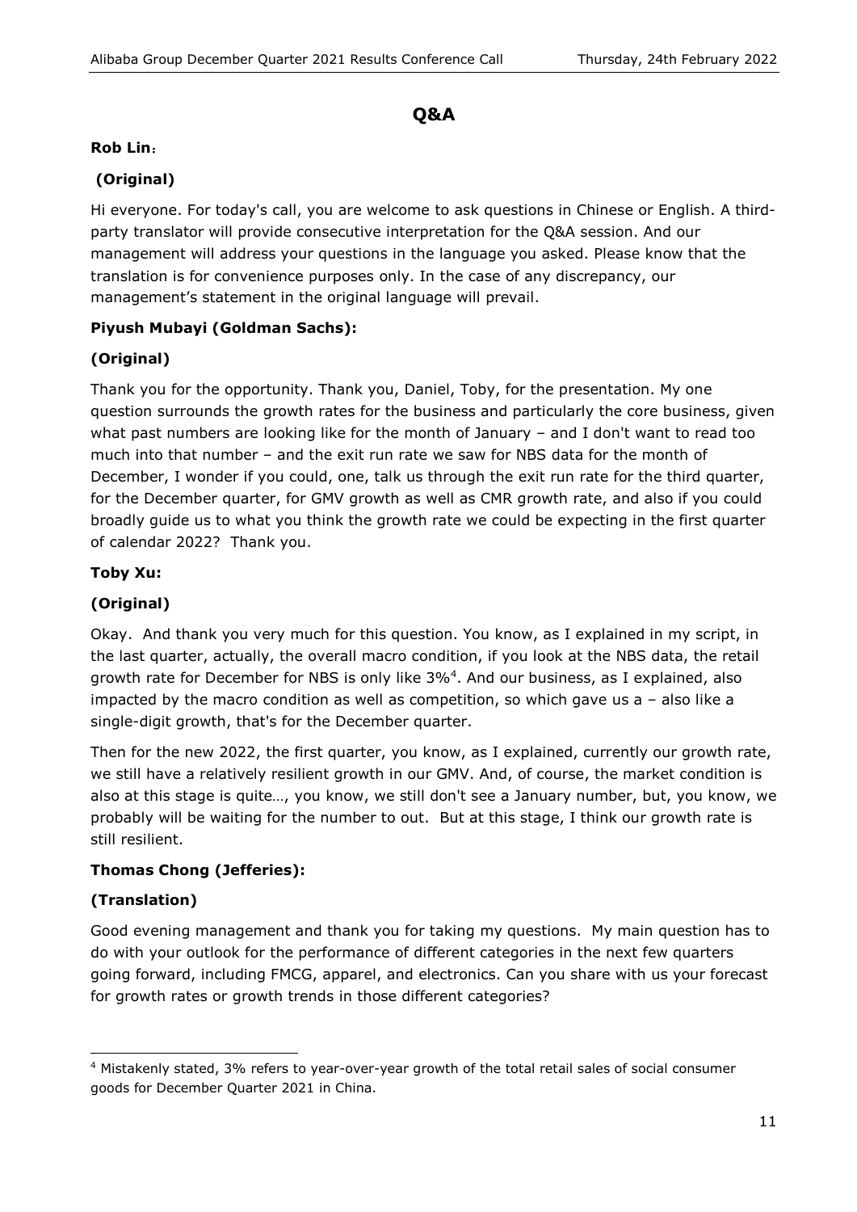## Q&A

**Rob Lin**：

**(Original)**

Hi everyone. For today's call, you are welcome to ask questions in Chinese or English. A third-party translator will provide consecutive interpretation for the Q&A session. And our management will address your questions in the language you asked. Please know that the translation is for convenience purposes only. In the case of any discrepancy, our management's statement in the original language will prevail.

**Piyush Mubayi (Goldman Sachs):**

**(Original)**

Thank you for the opportunity. Thank you, Daniel, Toby, for the presentation. My one question surrounds the growth rates for the business and particularly the core business, given what past numbers are looking like for the month of January – and I don't want to read too much into that number – and the exit run rate we saw for NBS data for the month of December, I wonder if you could, one, talk us through the exit run rate for the third quarter, for the December quarter, for GMV growth as well as CMR growth rate, and also if you could broadly guide us to what you think the growth rate we could be expecting in the first quarter of calendar 2022? Thank you.

**Toby Xu:**

**(Original)**

Okay. And thank you very much for this question. You know, as I explained in my script, in the last quarter, actually, the overall macro condition, if you look at the NBS data, the retail growth rate for December for NBS is only like 3%[4]. And our business, as I explained, also impacted by the macro condition as well as competition, so which gave us a – also like a single-digit growth, that's for the December quarter.

Then for the new 2022, the first quarter, you know, as I explained, currently our growth rate, we still have a relatively resilient growth in our GMV. And, of course, the market condition is also at this stage is quite…, you know, we still don't see a January number, but, you know, we probably will be waiting for the number to out. But at this stage, I think our growth rate is still resilient.

**Thomas Chong (Jefferies):**

**(Translation)**

Good evening management and thank you for taking my questions. My main question has to do with your outlook for the performance of different categories in the next few quarters going forward, including FMCG, apparel, and electronics. Can you share with us your forecast for growth rates or growth trends in those different categories?

---

[4] Mistakenly stated, 3% refers to year-over-year growth of the total retail sales of social consumer goods for December Quarter 2021 in China.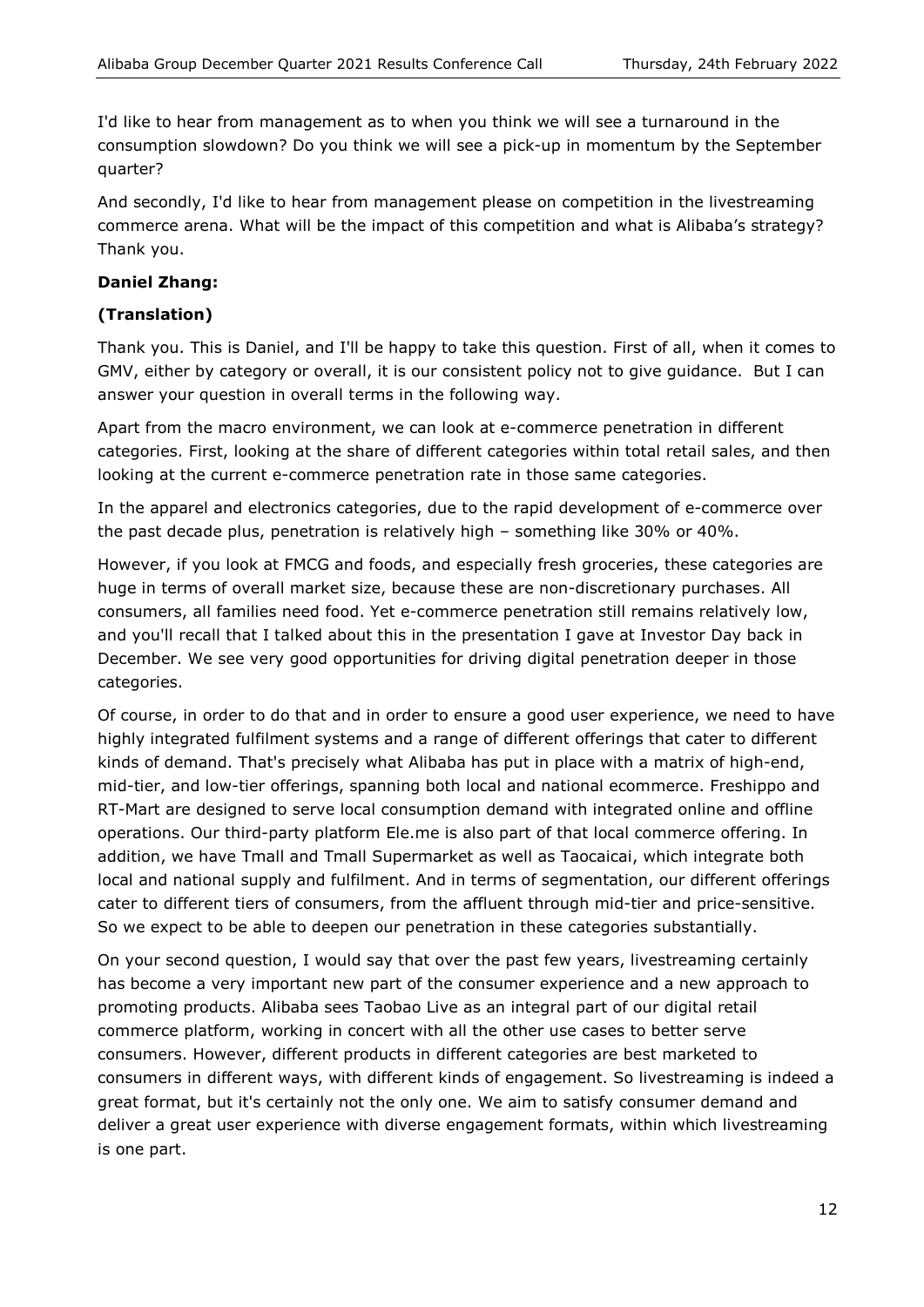I'd like to hear from management as to when you think we will see a turnaround in the consumption slowdown? Do you think we will see a pick-up in momentum by the September quarter?

And secondly, I'd like to hear from management please on competition in the livestreaming commerce arena. What will be the impact of this competition and what is Alibaba's strategy? Thank you.

**Daniel Zhang:**

**(Translation)**

Thank you. This is Daniel, and I'll be happy to take this question. First of all, when it comes to GMV, either by category or overall, it is our consistent policy not to give guidance. But I can answer your question in overall terms in the following way.

Apart from the macro environment, we can look at e-commerce penetration in different categories. First, looking at the share of different categories within total retail sales, and then looking at the current e-commerce penetration rate in those same categories.

In the apparel and electronics categories, due to the rapid development of e-commerce over the past decade plus, penetration is relatively high – something like 30% or 40%.

However, if you look at FMCG and foods, and especially fresh groceries, these categories are huge in terms of overall market size, because these are non-discretionary purchases. All consumers, all families need food. Yet e-commerce penetration still remains relatively low, and you'll recall that I talked about this in the presentation I gave at Investor Day back in December. We see very good opportunities for driving digital penetration deeper in those categories.

Of course, in order to do that and in order to ensure a good user experience, we need to have highly integrated fulfilment systems and a range of different offerings that cater to different kinds of demand. That's precisely what Alibaba has put in place with a matrix of high-end, mid-tier, and low-tier offerings, spanning both local and national ecommerce. Freshippo and RT-Mart are designed to serve local consumption demand with integrated online and offline operations. Our third-party platform Ele.me is also part of that local commerce offering. In addition, we have Tmall and Tmall Supermarket as well as Taocaicai, which integrate both local and national supply and fulfilment. And in terms of segmentation, our different offerings cater to different tiers of consumers, from the affluent through mid-tier and price-sensitive. So we expect to be able to deepen our penetration in these categories substantially.

On your second question, I would say that over the past few years, livestreaming certainly has become a very important new part of the consumer experience and a new approach to promoting products. Alibaba sees Taobao Live as an integral part of our digital retail commerce platform, working in concert with all the other use cases to better serve consumers. However, different products in different categories are best marketed to consumers in different ways, with different kinds of engagement. So livestreaming is indeed a great format, but it's certainly not the only one. We aim to satisfy consumer demand and deliver a great user experience with diverse engagement formats, within which livestreaming is one part.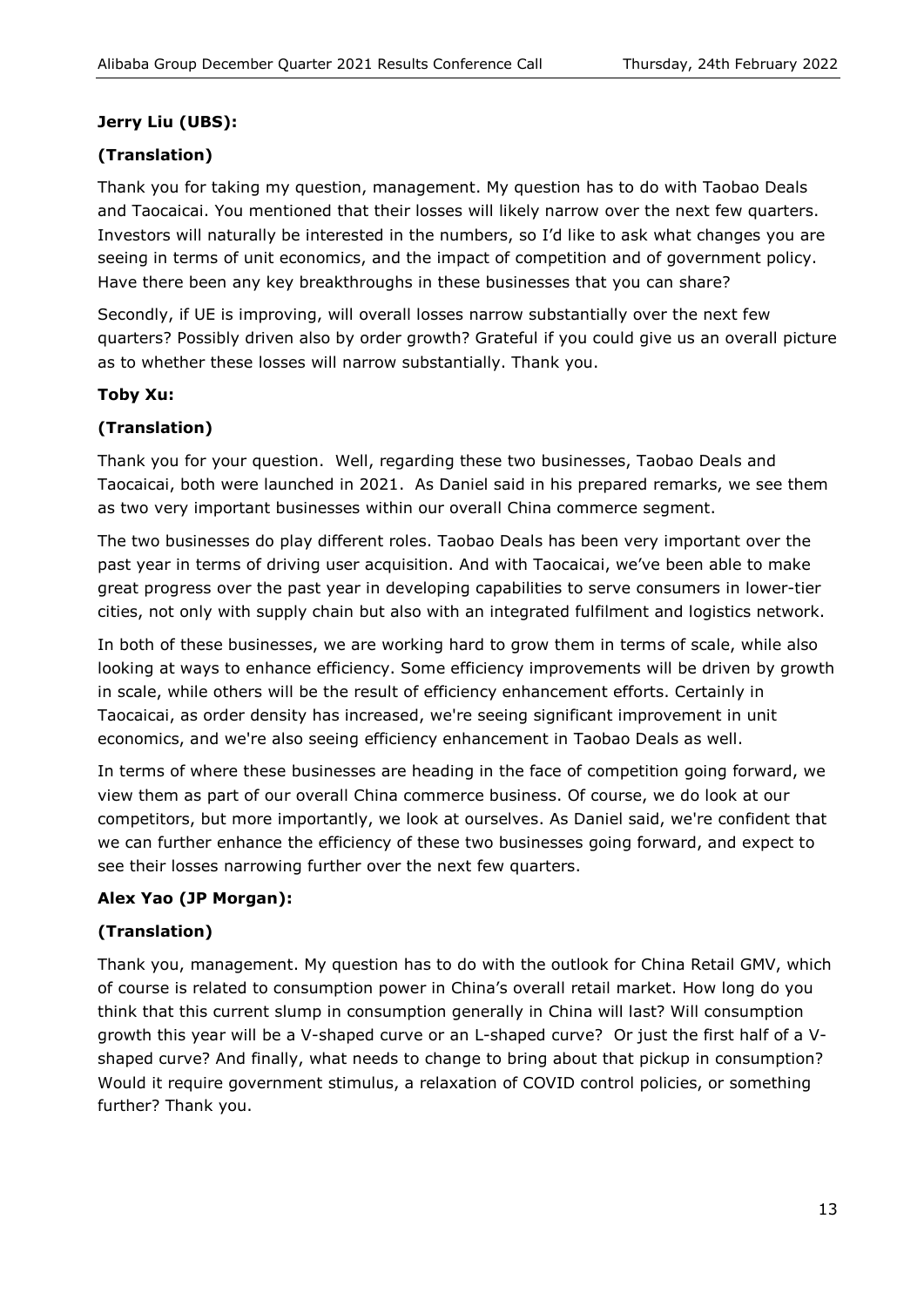**Jerry Liu (UBS):**

**(Translation)**

Thank you for taking my question, management. My question has to do with Taobao Deals and Taocaicai. You mentioned that their losses will likely narrow over the next few quarters. Investors will naturally be interested in the numbers, so I'd like to ask what changes you are seeing in terms of unit economics, and the impact of competition and of government policy. Have there been any key breakthroughs in these businesses that you can share?

Secondly, if UE is improving, will overall losses narrow substantially over the next few quarters? Possibly driven also by order growth? Grateful if you could give us an overall picture as to whether these losses will narrow substantially. Thank you.

**Toby Xu:**

**(Translation)**

Thank you for your question. Well, regarding these two businesses, Taobao Deals and Taocaicai, both were launched in 2021. As Daniel said in his prepared remarks, we see them as two very important businesses within our overall China commerce segment.

The two businesses do play different roles. Taobao Deals has been very important over the past year in terms of driving user acquisition. And with Taocaicai, we've been able to make great progress over the past year in developing capabilities to serve consumers in lower-tier cities, not only with supply chain but also with an integrated fulfilment and logistics network.

In both of these businesses, we are working hard to grow them in terms of scale, while also looking at ways to enhance efficiency. Some efficiency improvements will be driven by growth in scale, while others will be the result of efficiency enhancement efforts. Certainly in Taocaicai, as order density has increased, we're seeing significant improvement in unit economics, and we're also seeing efficiency enhancement in Taobao Deals as well.

In terms of where these businesses are heading in the face of competition going forward, we view them as part of our overall China commerce business. Of course, we do look at our competitors, but more importantly, we look at ourselves. As Daniel said, we're confident that we can further enhance the efficiency of these two businesses going forward, and expect to see their losses narrowing further over the next few quarters.

**Alex Yao (JP Morgan):**

**(Translation)**

Thank you, management. My question has to do with the outlook for China Retail GMV, which of course is related to consumption power in China's overall retail market. How long do you think that this current slump in consumption generally in China will last? Will consumption growth this year will be a V-shaped curve or an L-shaped curve? Or just the first half of a V-shaped curve? And finally, what needs to change to bring about that pickup in consumption? Would it require government stimulus, a relaxation of COVID control policies, or something further? Thank you.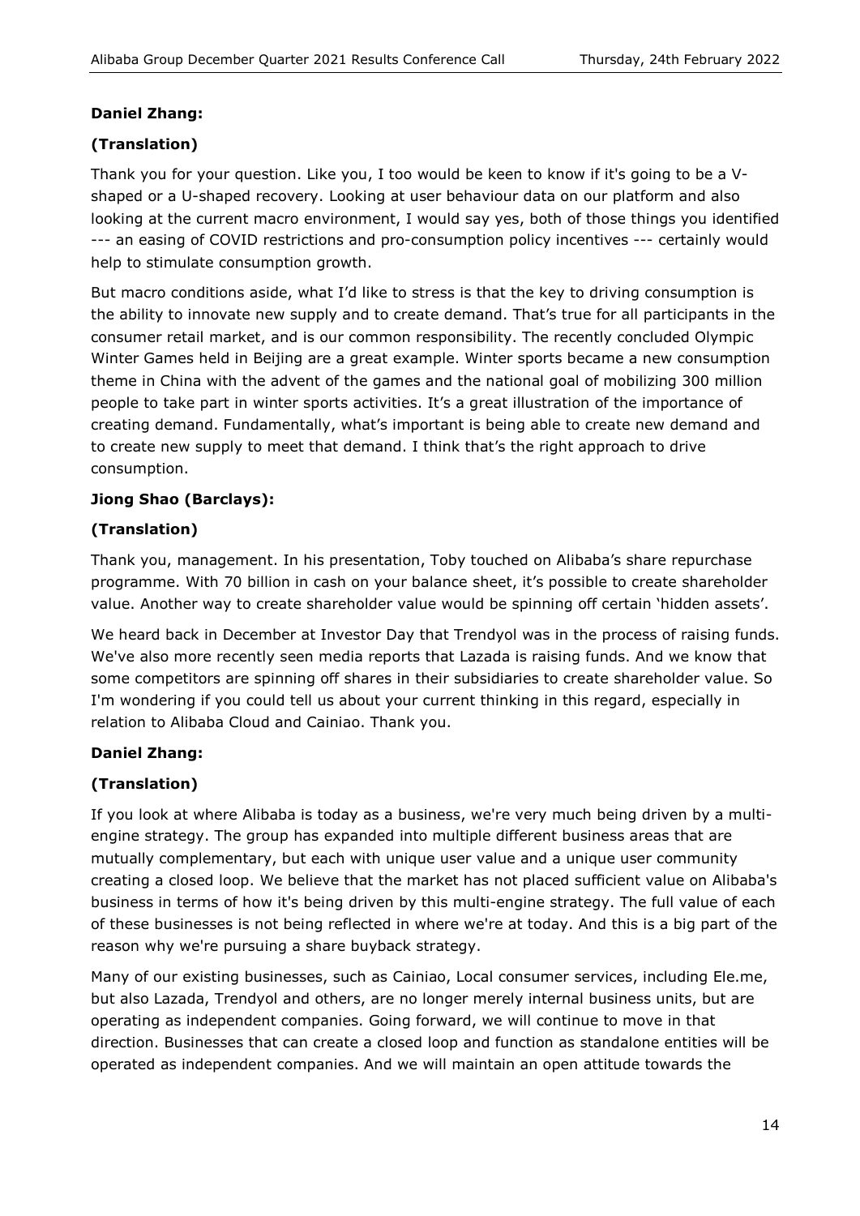**Daniel Zhang:**

**(Translation)**

Thank you for your question. Like you, I too would be keen to know if it's going to be a V-shaped or a U-shaped recovery. Looking at user behaviour data on our platform and also looking at the current macro environment, I would say yes, both of those things you identified --- an easing of COVID restrictions and pro-consumption policy incentives --- certainly would help to stimulate consumption growth.

But macro conditions aside, what I'd like to stress is that the key to driving consumption is the ability to innovate new supply and to create demand. That's true for all participants in the consumer retail market, and is our common responsibility. The recently concluded Olympic Winter Games held in Beijing are a great example. Winter sports became a new consumption theme in China with the advent of the games and the national goal of mobilizing 300 million people to take part in winter sports activities. It's a great illustration of the importance of creating demand. Fundamentally, what's important is being able to create new demand and to create new supply to meet that demand. I think that's the right approach to drive consumption.

**Jiong Shao (Barclays):**

**(Translation)**

Thank you, management. In his presentation, Toby touched on Alibaba's share repurchase programme. With 70 billion in cash on your balance sheet, it's possible to create shareholder value. Another way to create shareholder value would be spinning off certain 'hidden assets'.

We heard back in December at Investor Day that Trendyol was in the process of raising funds. We've also more recently seen media reports that Lazada is raising funds. And we know that some competitors are spinning off shares in their subsidiaries to create shareholder value. So I'm wondering if you could tell us about your current thinking in this regard, especially in relation to Alibaba Cloud and Cainiao. Thank you.

**Daniel Zhang:**

**(Translation)**

If you look at where Alibaba is today as a business, we're very much being driven by a multi-engine strategy. The group has expanded into multiple different business areas that are mutually complementary, but each with unique user value and a unique user community creating a closed loop. We believe that the market has not placed sufficient value on Alibaba's business in terms of how it's being driven by this multi-engine strategy. The full value of each of these businesses is not being reflected in where we're at today. And this is a big part of the reason why we're pursuing a share buyback strategy.

Many of our existing businesses, such as Cainiao, Local consumer services, including Ele.me, but also Lazada, Trendyol and others, are no longer merely internal business units, but are operating as independent companies. Going forward, we will continue to move in that direction. Businesses that can create a closed loop and function as standalone entities will be operated as independent companies. And we will maintain an open attitude towards the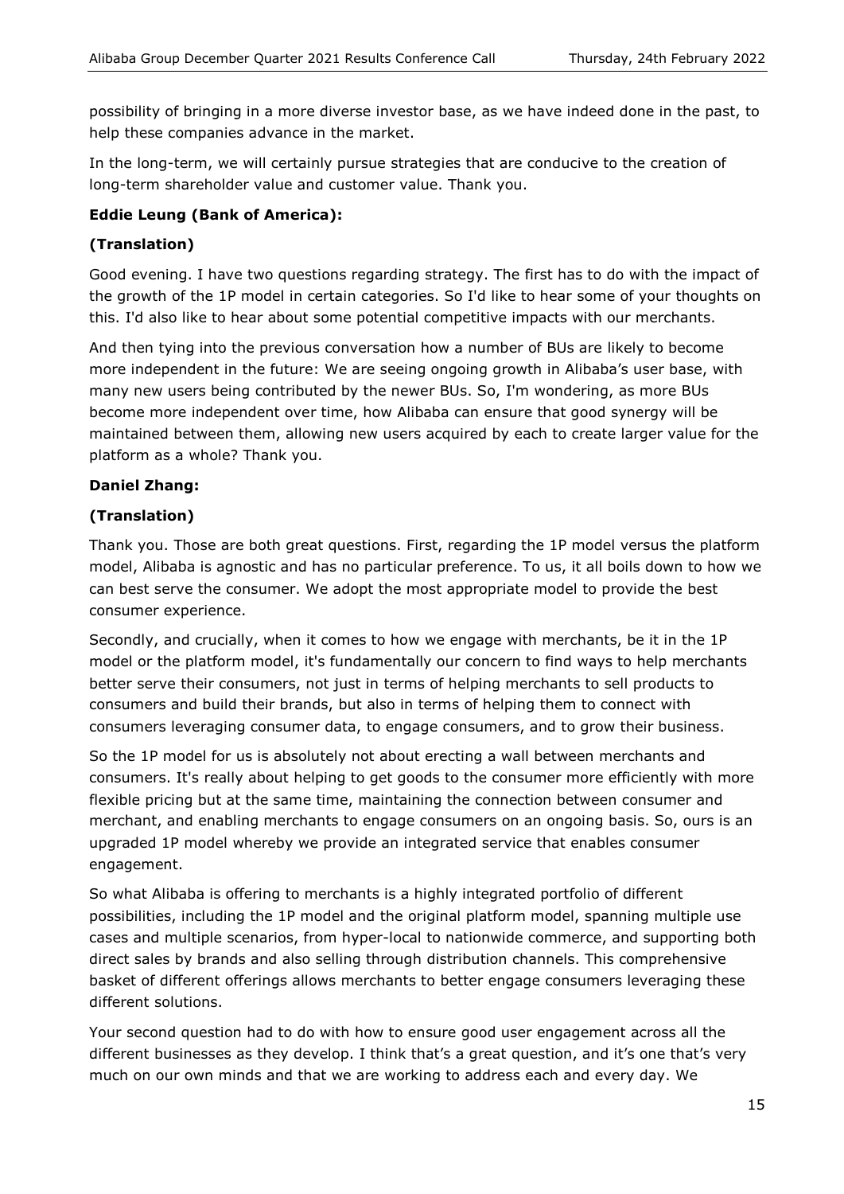possibility of bringing in a more diverse investor base, as we have indeed done in the past, to help these companies advance in the market.

In the long-term, we will certainly pursue strategies that are conducive to the creation of long-term shareholder value and customer value. Thank you.

**Eddie Leung (Bank of America):**

**(Translation)**

Good evening. I have two questions regarding strategy. The first has to do with the impact of the growth of the 1P model in certain categories. So I'd like to hear some of your thoughts on this. I'd also like to hear about some potential competitive impacts with our merchants.

And then tying into the previous conversation how a number of BUs are likely to become more independent in the future: We are seeing ongoing growth in Alibaba's user base, with many new users being contributed by the newer BUs. So, I'm wondering, as more BUs become more independent over time, how Alibaba can ensure that good synergy will be maintained between them, allowing new users acquired by each to create larger value for the platform as a whole? Thank you.

**Daniel Zhang:**

**(Translation)**

Thank you. Those are both great questions. First, regarding the 1P model versus the platform model, Alibaba is agnostic and has no particular preference. To us, it all boils down to how we can best serve the consumer. We adopt the most appropriate model to provide the best consumer experience.

Secondly, and crucially, when it comes to how we engage with merchants, be it in the 1P model or the platform model, it's fundamentally our concern to find ways to help merchants better serve their consumers, not just in terms of helping merchants to sell products to consumers and build their brands, but also in terms of helping them to connect with consumers leveraging consumer data, to engage consumers, and to grow their business.

So the 1P model for us is absolutely not about erecting a wall between merchants and consumers. It's really about helping to get goods to the consumer more efficiently with more flexible pricing but at the same time, maintaining the connection between consumer and merchant, and enabling merchants to engage consumers on an ongoing basis. So, ours is an upgraded 1P model whereby we provide an integrated service that enables consumer engagement.

So what Alibaba is offering to merchants is a highly integrated portfolio of different possibilities, including the 1P model and the original platform model, spanning multiple use cases and multiple scenarios, from hyper-local to nationwide commerce, and supporting both direct sales by brands and also selling through distribution channels. This comprehensive basket of different offerings allows merchants to better engage consumers leveraging these different solutions.

Your second question had to do with how to ensure good user engagement across all the different businesses as they develop. I think that's a great question, and it's one that's very much on our own minds and that we are working to address each and every day. We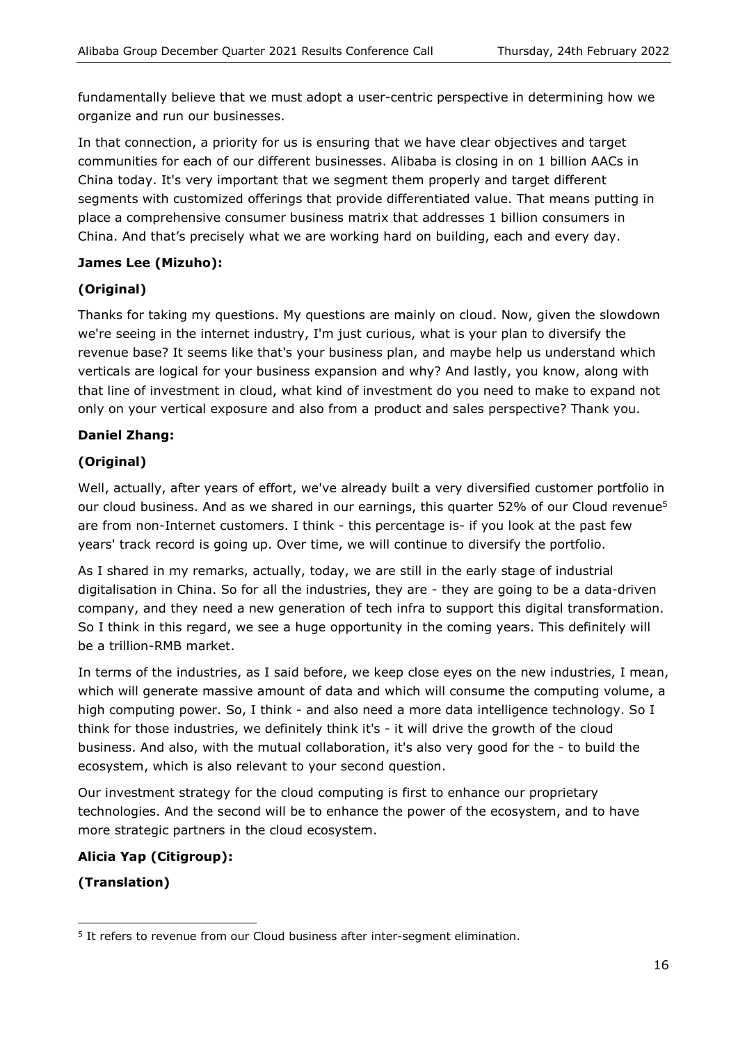fundamentally believe that we must adopt a user-centric perspective in determining how we organize and run our businesses.

In that connection, a priority for us is ensuring that we have clear objectives and target communities for each of our different businesses. Alibaba is closing in on 1 billion AACs in China today. It's very important that we segment them properly and target different segments with customized offerings that provide differentiated value. That means putting in place a comprehensive consumer business matrix that addresses 1 billion consumers in China. And that's precisely what we are working hard on building, each and every day.

**James Lee (Mizuho):**

**(Original)**

Thanks for taking my questions. My questions are mainly on cloud. Now, given the slowdown we're seeing in the internet industry, I'm just curious, what is your plan to diversify the revenue base? It seems like that's your business plan, and maybe help us understand which verticals are logical for your business expansion and why? And lastly, you know, along with that line of investment in cloud, what kind of investment do you need to make to expand not only on your vertical exposure and also from a product and sales perspective? Thank you.

**Daniel Zhang:**

**(Original)**

Well, actually, after years of effort, we've already built a very diversified customer portfolio in our cloud business. And as we shared in our earnings, this quarter 52% of our Cloud revenue[5] are from non-Internet customers. I think - this percentage is- if you look at the past few years' track record is going up. Over time, we will continue to diversify the portfolio.

As I shared in my remarks, actually, today, we are still in the early stage of industrial digitalisation in China. So for all the industries, they are - they are going to be a data-driven company, and they need a new generation of tech infra to support this digital transformation. So I think in this regard, we see a huge opportunity in the coming years. This definitely will be a trillion-RMB market.

In terms of the industries, as I said before, we keep close eyes on the new industries, I mean, which will generate massive amount of data and which will consume the computing volume, a high computing power. So, I think - and also need a more data intelligence technology. So I think for those industries, we definitely think it's - it will drive the growth of the cloud business. And also, with the mutual collaboration, it's also very good for the - to build the ecosystem, which is also relevant to your second question.

Our investment strategy for the cloud computing is first to enhance our proprietary technologies. And the second will be to enhance the power of the ecosystem, and to have more strategic partners in the cloud ecosystem.

**Alicia Yap (Citigroup):**

**(Translation)**

[5] It refers to revenue from our Cloud business after inter-segment elimination.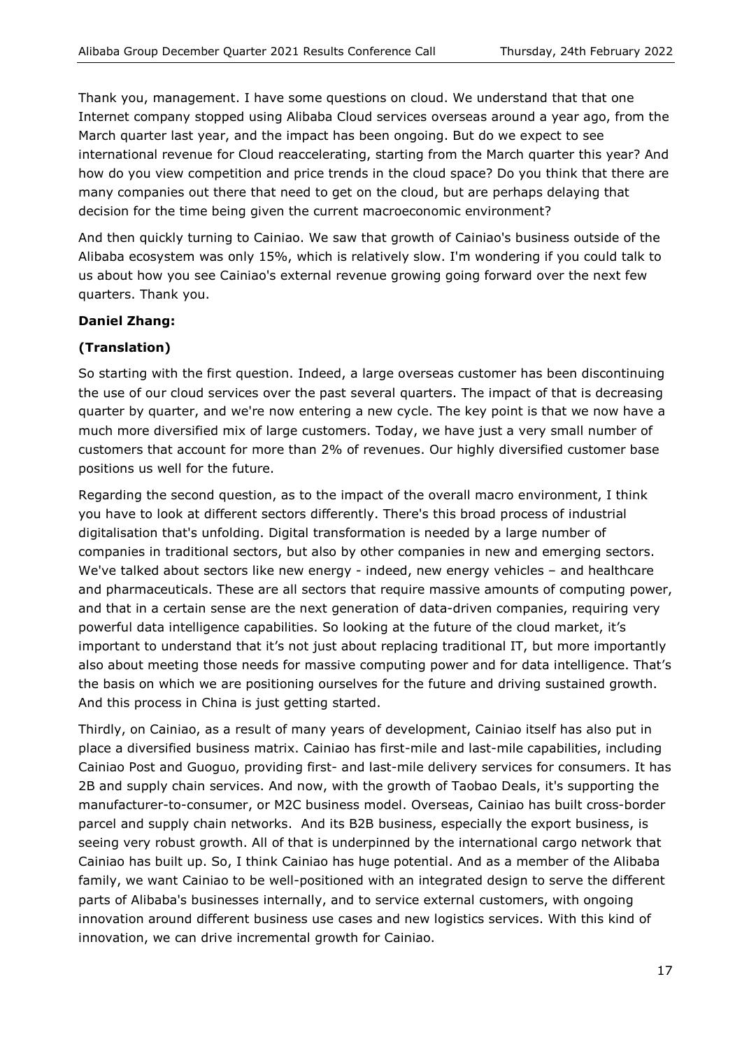Thank you, management. I have some questions on cloud. We understand that that one Internet company stopped using Alibaba Cloud services overseas around a year ago, from the March quarter last year, and the impact has been ongoing. But do we expect to see international revenue for Cloud reaccelerating, starting from the March quarter this year? And how do you view competition and price trends in the cloud space? Do you think that there are many companies out there that need to get on the cloud, but are perhaps delaying that decision for the time being given the current macroeconomic environment?

And then quickly turning to Cainiao. We saw that growth of Cainiao's business outside of the Alibaba ecosystem was only 15%, which is relatively slow. I'm wondering if you could talk to us about how you see Cainiao's external revenue growing going forward over the next few quarters. Thank you.

**Daniel Zhang:**

**(Translation)**

So starting with the first question. Indeed, a large overseas customer has been discontinuing the use of our cloud services over the past several quarters. The impact of that is decreasing quarter by quarter, and we're now entering a new cycle. The key point is that we now have a much more diversified mix of large customers. Today, we have just a very small number of customers that account for more than 2% of revenues. Our highly diversified customer base positions us well for the future.

Regarding the second question, as to the impact of the overall macro environment, I think you have to look at different sectors differently. There's this broad process of industrial digitalisation that's unfolding. Digital transformation is needed by a large number of companies in traditional sectors, but also by other companies in new and emerging sectors. We've talked about sectors like new energy - indeed, new energy vehicles – and healthcare and pharmaceuticals. These are all sectors that require massive amounts of computing power, and that in a certain sense are the next generation of data-driven companies, requiring very powerful data intelligence capabilities. So looking at the future of the cloud market, it's important to understand that it's not just about replacing traditional IT, but more importantly also about meeting those needs for massive computing power and for data intelligence. That's the basis on which we are positioning ourselves for the future and driving sustained growth. And this process in China is just getting started.

Thirdly, on Cainiao, as a result of many years of development, Cainiao itself has also put in place a diversified business matrix. Cainiao has first-mile and last-mile capabilities, including Cainiao Post and Guoguo, providing first- and last-mile delivery services for consumers. It has 2B and supply chain services. And now, with the growth of Taobao Deals, it's supporting the manufacturer-to-consumer, or M2C business model. Overseas, Cainiao has built cross-border parcel and supply chain networks. And its B2B business, especially the export business, is seeing very robust growth. All of that is underpinned by the international cargo network that Cainiao has built up. So, I think Cainiao has huge potential. And as a member of the Alibaba family, we want Cainiao to be well-positioned with an integrated design to serve the different parts of Alibaba's businesses internally, and to service external customers, with ongoing innovation around different business use cases and new logistics services. With this kind of innovation, we can drive incremental growth for Cainiao.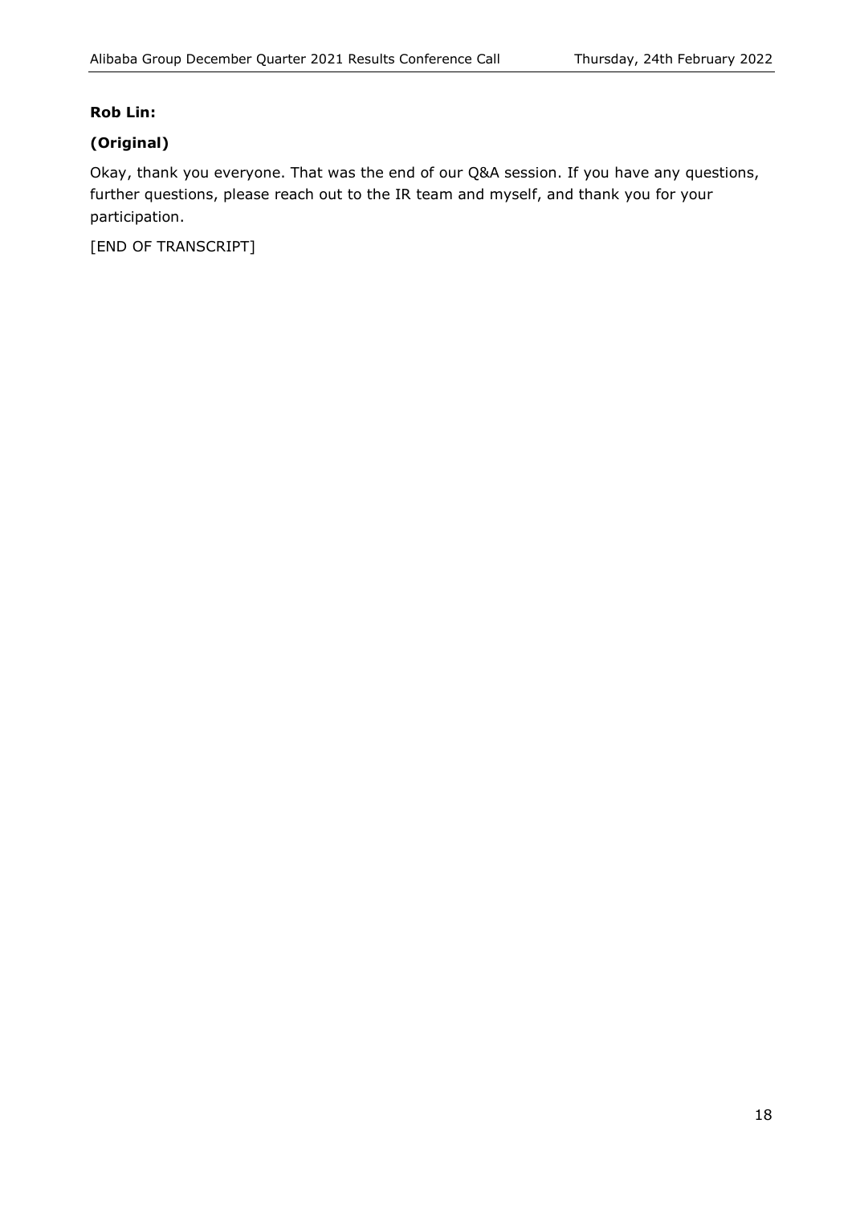**Rob Lin:**

**(Original)**

Okay, thank you everyone. That was the end of our Q&A session. If you have any questions, further questions, please reach out to the IR team and myself, and thank you for your participation.

[END OF TRANSCRIPT]